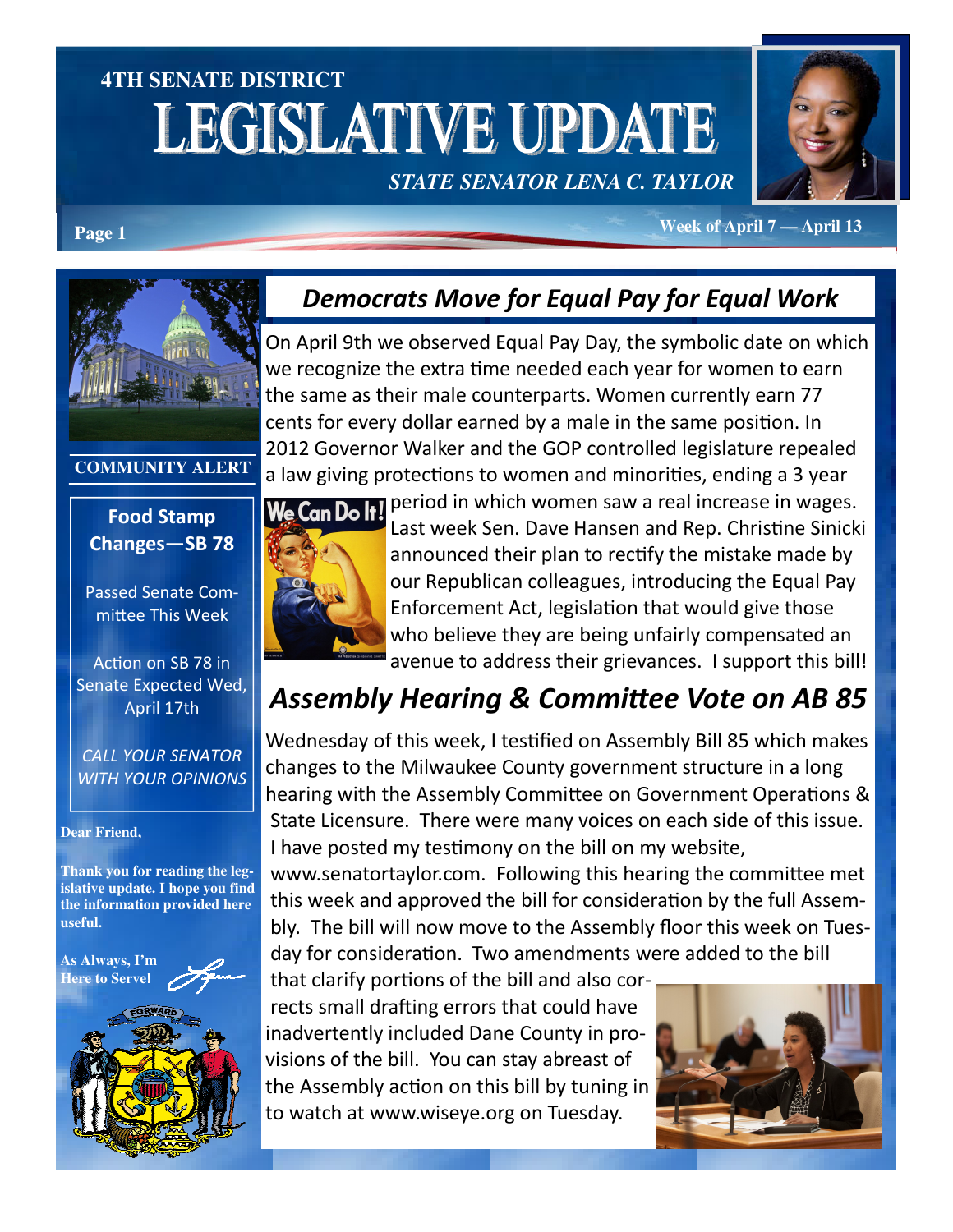# 4TH SENATE DISTRICT

# LEGISLATIVE UPDATE

*STATE SENATOR LENA C. TAYLOR*

Week of April 7 — April 13

**COMMUNITY ALERT**

**Food Stamp Changes—SB 78**

Passed Senate Committee This Week

Action on SB 78 in Senate Expected Wed, April 17th

*CALL YOUR SENATOR WITH YOUR OPINIONS*

**Dear Friend,**

**Thank you for reading the legislative update. I hope you find the information provided here useful.**

**As Always, I'm Here to Serve!**

## *Democrats Move for Equal Pay for Equal Work*

On April 9th we observed Equal Pay Day, the symbolic date on which we recognize the extra time needed each year for women to earn the same as their male counterparts. Women currently earn 77 cents for every dollar earned by a male in the same position. In 2012 Governor Walker and the GOP controlled legislature repealed a law giving protections to women and minorities, ending a 3 year period in which women saw a real increase in wages. Last week Sen. Dave Hansen and Rep. Christine Sinicki announced their plan to rectify the mistake made by our Republican colleagues, introducing the Equal Pay Enforcement Act, legislation that would give those who believe they are being unfairly compensated an avenue to address their grievances. I support this bill!

## *Assembly Hearing & Committee Vote on AB 85*

Wednesday of this week, I testified on Assembly Bill 85 which makes changes to the Milwaukee County government structure in a long hearing with the Assembly Committee on Government Operations & State Licensure. There were many voices on each side of this issue. I have posted my testimony on the bill on my website, www.senatortaylor.com. Following this hearing the committee met this week and approved the bill for consideration by the full Assembly. The bill will now move to the Assembly floor this week on Tuesday for consideration. Two amendments were added to the bill that clarify portions of the bill and also corrects small drafting errors that could have inadvertently included Dane County in provisions of the bill. You can stay abreast of the Assembly action on this bill by tuning in to watch at www.wiseye.org on Tuesday.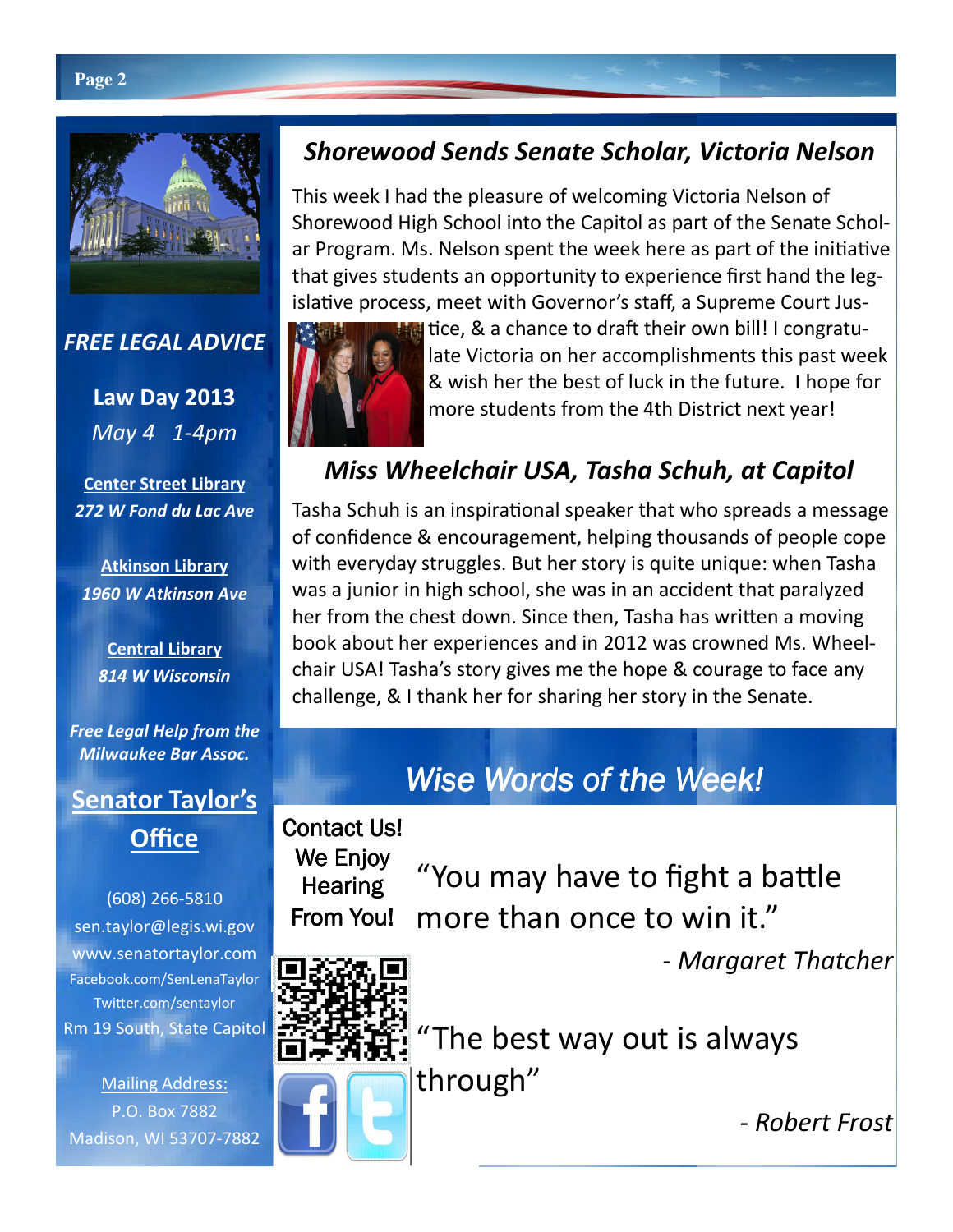## FREE LEGAL ADVICE

**Law Day 2013**

*May 4 1-4pm*

**Center Street Library**
*272 W Fond du Lac Ave*

**Atkinson Library**
*1960 W Atkinson Ave*

**Central Library**
*814 W Wisconsin*

*Free Legal Help from the Milwaukee Bar Assoc.*

## Senator Taylor's Office

(608) 266-5810
sen.taylor@legis.wi.gov
www.senatortaylor.com
Facebook.com/SenLenaTaylor
Twitter.com/sentaylor
Rm 19 South, State Capitol

Mailing Address:
P.O. Box 7882
Madison, WI 53707-7882

## *Shorewood Sends Senate Scholar, Victoria Nelson*

This week I had the pleasure of welcoming Victoria Nelson of Shorewood High School into the Capitol as part of the Senate Scholar Program. Ms. Nelson spent the week here as part of the initiative that gives students an opportunity to experience first hand the legislative process, meet with Governor's staff, a Supreme Court Justice, & a chance to draft their own bill! I congratulate Victoria on her accomplishments this past week & wish her the best of luck in the future. I hope for more students from the 4th District next year!

## *Miss Wheelchair USA, Tasha Schuh, at Capitol*

Tasha Schuh is an inspirational speaker that who spreads a message of confidence & encouragement, helping thousands of people cope with everyday struggles. But her story is quite unique: when Tasha was a junior in high school, she was in an accident that paralyzed her from the chest down. Since then, Tasha has written a moving book about her experiences and in 2012 was crowned Ms. Wheelchair USA! Tasha's story gives me the hope & courage to face any challenge, & I thank her for sharing her story in the Senate.

## *Wise Words of the Week!*

Contact Us! We Enjoy Hearing From You!

"You may have to fight a battle more than once to win it."

*- Margaret Thatcher*

"The best way out is always through"

*- Robert Frost*